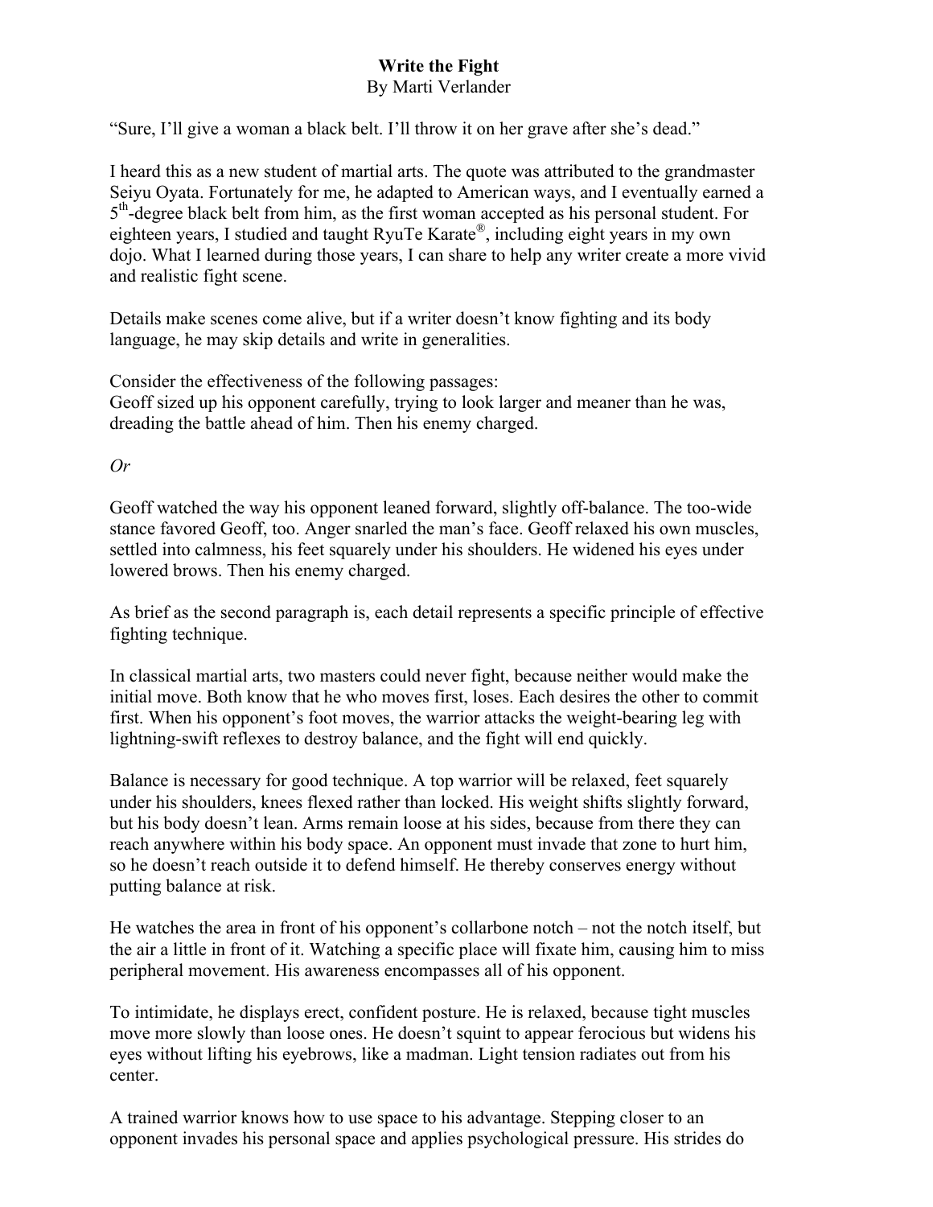# Write the Fight

By Marti Verlander

"Sure, I'll give a woman a black belt. I'll throw it on her grave after she's dead."

I heard this as a new student of martial arts. The quote was attributed to the grandmaster Seiyu Oyata. Fortunately for me, he adapted to American ways, and I eventually earned a 5th-degree black belt from him, as the first woman accepted as his personal student. For eighteen years, I studied and taught RyuTe Karate®, including eight years in my own dojo. What I learned during those years, I can share to help any writer create a more vivid and realistic fight scene.

Details make scenes come alive, but if a writer doesn't know fighting and its body language, he may skip details and write in generalities.

Consider the effectiveness of the following passages:
Geoff sized up his opponent carefully, trying to look larger and meaner than he was, dreading the battle ahead of him. Then his enemy charged.

*Or*

Geoff watched the way his opponent leaned forward, slightly off-balance. The too-wide stance favored Geoff, too. Anger snarled the man's face. Geoff relaxed his own muscles, settled into calmness, his feet squarely under his shoulders. He widened his eyes under lowered brows. Then his enemy charged.

As brief as the second paragraph is, each detail represents a specific principle of effective fighting technique.

In classical martial arts, two masters could never fight, because neither would make the initial move. Both know that he who moves first, loses. Each desires the other to commit first. When his opponent's foot moves, the warrior attacks the weight-bearing leg with lightning-swift reflexes to destroy balance, and the fight will end quickly.

Balance is necessary for good technique. A top warrior will be relaxed, feet squarely under his shoulders, knees flexed rather than locked. His weight shifts slightly forward, but his body doesn't lean. Arms remain loose at his sides, because from there they can reach anywhere within his body space. An opponent must invade that zone to hurt him, so he doesn't reach outside it to defend himself. He thereby conserves energy without putting balance at risk.

He watches the area in front of his opponent's collarbone notch – not the notch itself, but the air a little in front of it. Watching a specific place will fixate him, causing him to miss peripheral movement. His awareness encompasses all of his opponent.

To intimidate, he displays erect, confident posture. He is relaxed, because tight muscles move more slowly than loose ones. He doesn't squint to appear ferocious but widens his eyes without lifting his eyebrows, like a madman. Light tension radiates out from his center.

A trained warrior knows how to use space to his advantage. Stepping closer to an opponent invades his personal space and applies psychological pressure. His strides do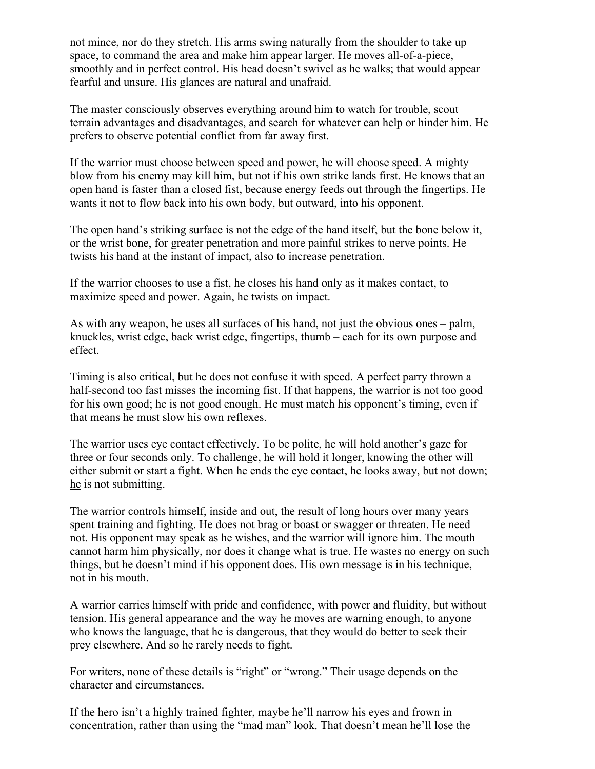not mince, nor do they stretch. His arms swing naturally from the shoulder to take up space, to command the area and make him appear larger. He moves all-of-a-piece, smoothly and in perfect control. His head doesn't swivel as he walks; that would appear fearful and unsure. His glances are natural and unafraid.

The master consciously observes everything around him to watch for trouble, scout terrain advantages and disadvantages, and search for whatever can help or hinder him. He prefers to observe potential conflict from far away first.

If the warrior must choose between speed and power, he will choose speed. A mighty blow from his enemy may kill him, but not if his own strike lands first. He knows that an open hand is faster than a closed fist, because energy feeds out through the fingertips. He wants it not to flow back into his own body, but outward, into his opponent.

The open hand's striking surface is not the edge of the hand itself, but the bone below it, or the wrist bone, for greater penetration and more painful strikes to nerve points. He twists his hand at the instant of impact, also to increase penetration.

If the warrior chooses to use a fist, he closes his hand only as it makes contact, to maximize speed and power. Again, he twists on impact.

As with any weapon, he uses all surfaces of his hand, not just the obvious ones – palm, knuckles, wrist edge, back wrist edge, fingertips, thumb – each for its own purpose and effect.

Timing is also critical, but he does not confuse it with speed. A perfect parry thrown a half-second too fast misses the incoming fist. If that happens, the warrior is not too good for his own good; he is not good enough. He must match his opponent's timing, even if that means he must slow his own reflexes.

The warrior uses eye contact effectively. To be polite, he will hold another's gaze for three or four seconds only. To challenge, he will hold it longer, knowing the other will either submit or start a fight. When he ends the eye contact, he looks away, but not down; <u>he</u> is not submitting.

The warrior controls himself, inside and out, the result of long hours over many years spent training and fighting. He does not brag or boast or swagger or threaten. He need not. His opponent may speak as he wishes, and the warrior will ignore him. The mouth cannot harm him physically, nor does it change what is true. He wastes no energy on such things, but he doesn't mind if his opponent does. His own message is in his technique, not in his mouth.

A warrior carries himself with pride and confidence, with power and fluidity, but without tension. His general appearance and the way he moves are warning enough, to anyone who knows the language, that he is dangerous, that they would do better to seek their prey elsewhere. And so he rarely needs to fight.

For writers, none of these details is "right" or "wrong." Their usage depends on the character and circumstances.

If the hero isn't a highly trained fighter, maybe he'll narrow his eyes and frown in concentration, rather than using the "mad man" look. That doesn't mean he'll lose the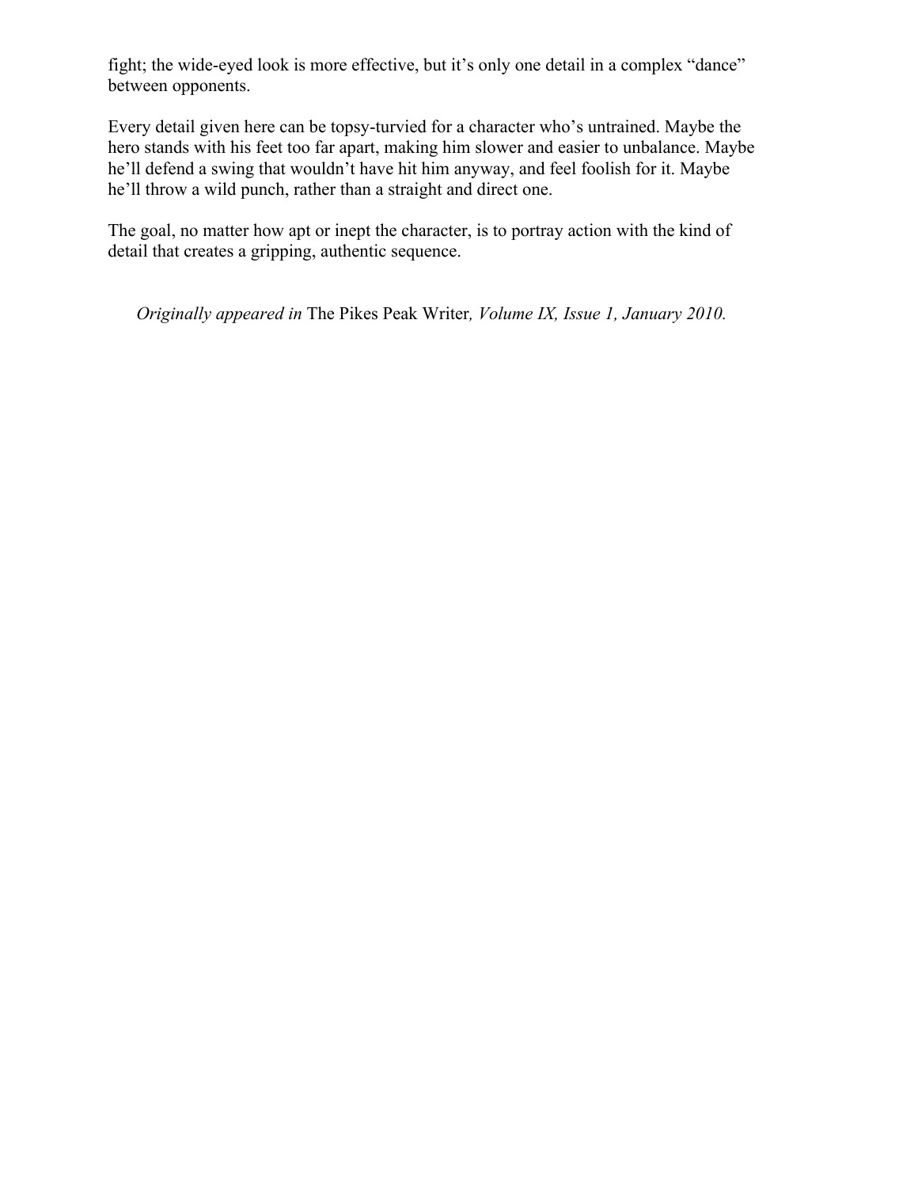fight; the wide-eyed look is more effective, but it's only one detail in a complex "dance" between opponents.

Every detail given here can be topsy-turvied for a character who's untrained. Maybe the hero stands with his feet too far apart, making him slower and easier to unbalance. Maybe he'll defend a swing that wouldn't have hit him anyway, and feel foolish for it. Maybe he'll throw a wild punch, rather than a straight and direct one.

The goal, no matter how apt or inept the character, is to portray action with the kind of detail that creates a gripping, authentic sequence.

*Originally appeared in* The Pikes Peak Writer*, Volume IX, Issue 1, January 2010.*